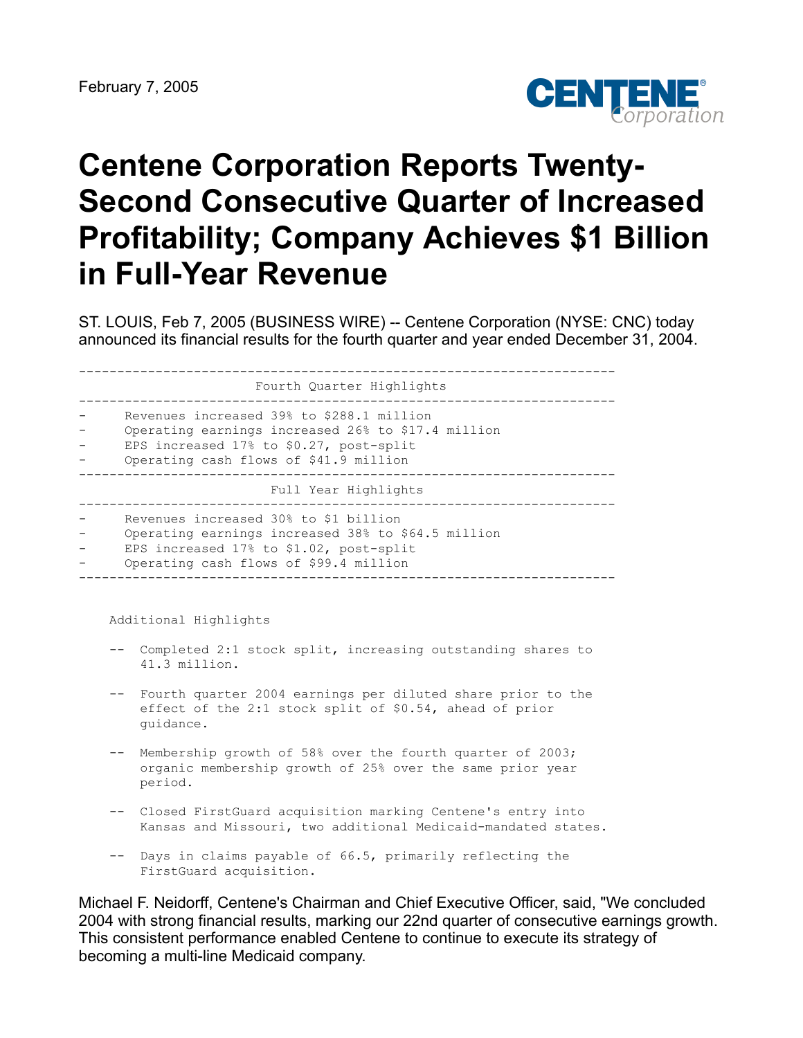February 7, 2005

# Centene Corporation Reports Twenty-Second Consecutive Quarter of Increased Profitability; Company Achieves $1 Billion in Full-Year Revenue

ST. LOUIS, Feb 7, 2005 (BUSINESS WIRE) -- Centene Corporation (NYSE: CNC) today announced its financial results for the fourth quarter and year ended December 31, 2004.

**Fourth Quarter Highlights**

- Revenues increased 39% to $288.1 million
- Operating earnings increased 26% to $17.4 million
- EPS increased 17% to $0.27, post-split
- Operating cash flows of $41.9 million

**Full Year Highlights**

- Revenues increased 30% to $1 billion
- Operating earnings increased 38% to $64.5 million
- EPS increased 17% to $1.02, post-split
- Operating cash flows of $99.4 million

Additional Highlights

- Completed 2:1 stock split, increasing outstanding shares to 41.3 million.
- Fourth quarter 2004 earnings per diluted share prior to the effect of the 2:1 stock split of $0.54, ahead of prior guidance.
- Membership growth of 58% over the fourth quarter of 2003; organic membership growth of 25% over the same prior year period.
- Closed FirstGuard acquisition marking Centene's entry into Kansas and Missouri, two additional Medicaid-mandated states.
- Days in claims payable of 66.5, primarily reflecting the FirstGuard acquisition.

Michael F. Neidorff, Centene's Chairman and Chief Executive Officer, said, "We concluded 2004 with strong financial results, marking our 22nd quarter of consecutive earnings growth. This consistent performance enabled Centene to continue to execute its strategy of becoming a multi-line Medicaid company.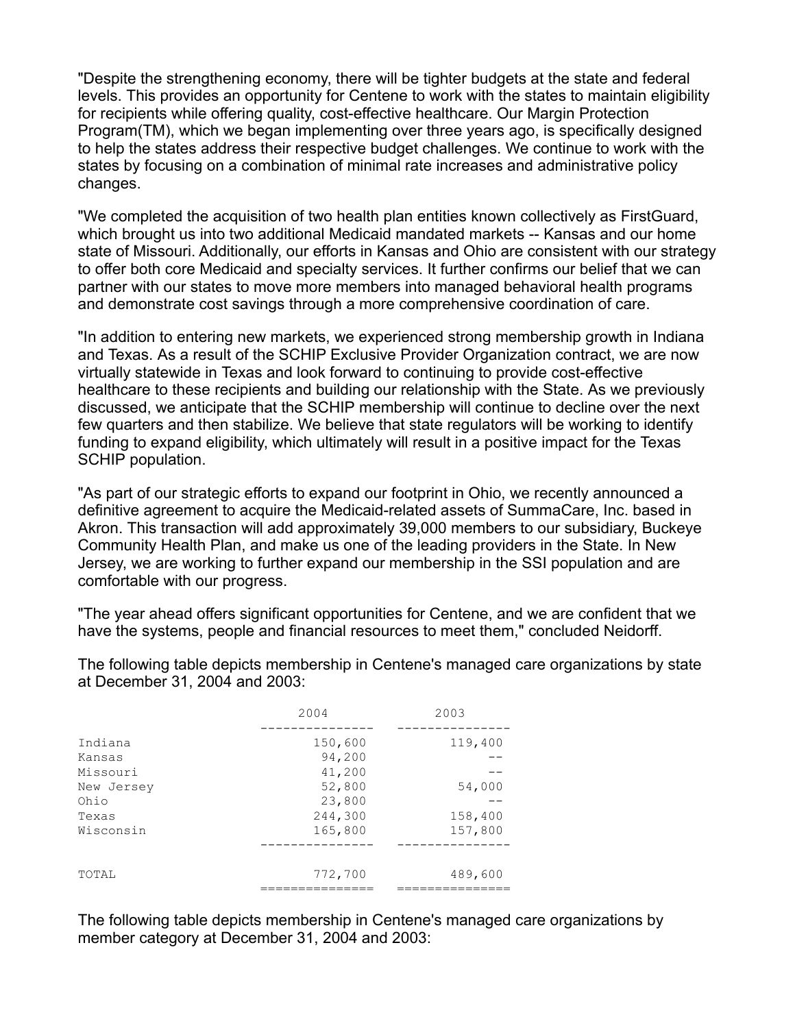"Despite the strengthening economy, there will be tighter budgets at the state and federal levels. This provides an opportunity for Centene to work with the states to maintain eligibility for recipients while offering quality, cost-effective healthcare. Our Margin Protection Program(TM), which we began implementing over three years ago, is specifically designed to help the states address their respective budget challenges. We continue to work with the states by focusing on a combination of minimal rate increases and administrative policy changes.

"We completed the acquisition of two health plan entities known collectively as FirstGuard, which brought us into two additional Medicaid mandated markets -- Kansas and our home state of Missouri. Additionally, our efforts in Kansas and Ohio are consistent with our strategy to offer both core Medicaid and specialty services. It further confirms our belief that we can partner with our states to move more members into managed behavioral health programs and demonstrate cost savings through a more comprehensive coordination of care.

"In addition to entering new markets, we experienced strong membership growth in Indiana and Texas. As a result of the SCHIP Exclusive Provider Organization contract, we are now virtually statewide in Texas and look forward to continuing to provide cost-effective healthcare to these recipients and building our relationship with the State. As we previously discussed, we anticipate that the SCHIP membership will continue to decline over the next few quarters and then stabilize. We believe that state regulators will be working to identify funding to expand eligibility, which ultimately will result in a positive impact for the Texas SCHIP population.

"As part of our strategic efforts to expand our footprint in Ohio, we recently announced a definitive agreement to acquire the Medicaid-related assets of SummaCare, Inc. based in Akron. This transaction will add approximately 39,000 members to our subsidiary, Buckeye Community Health Plan, and make us one of the leading providers in the State. In New Jersey, we are working to further expand our membership in the SSI population and are comfortable with our progress.

"The year ahead offers significant opportunities for Centene, and we are confident that we have the systems, people and financial resources to meet them," concluded Neidorff.

The following table depicts membership in Centene's managed care organizations by state at December 31, 2004 and 2003:

| | 2004 | 2003 |
|---|---|---|
| Indiana | 150,600 | 119,400 |
| Kansas | 94,200 | -- |
| Missouri | 41,200 | -- |
| New Jersey | 52,800 | 54,000 |
| Ohio | 23,800 | -- |
| Texas | 244,300 | 158,400 |
| Wisconsin | 165,800 | 157,800 |
| TOTAL | 772,700 | 489,600 |

The following table depicts membership in Centene's managed care organizations by member category at December 31, 2004 and 2003: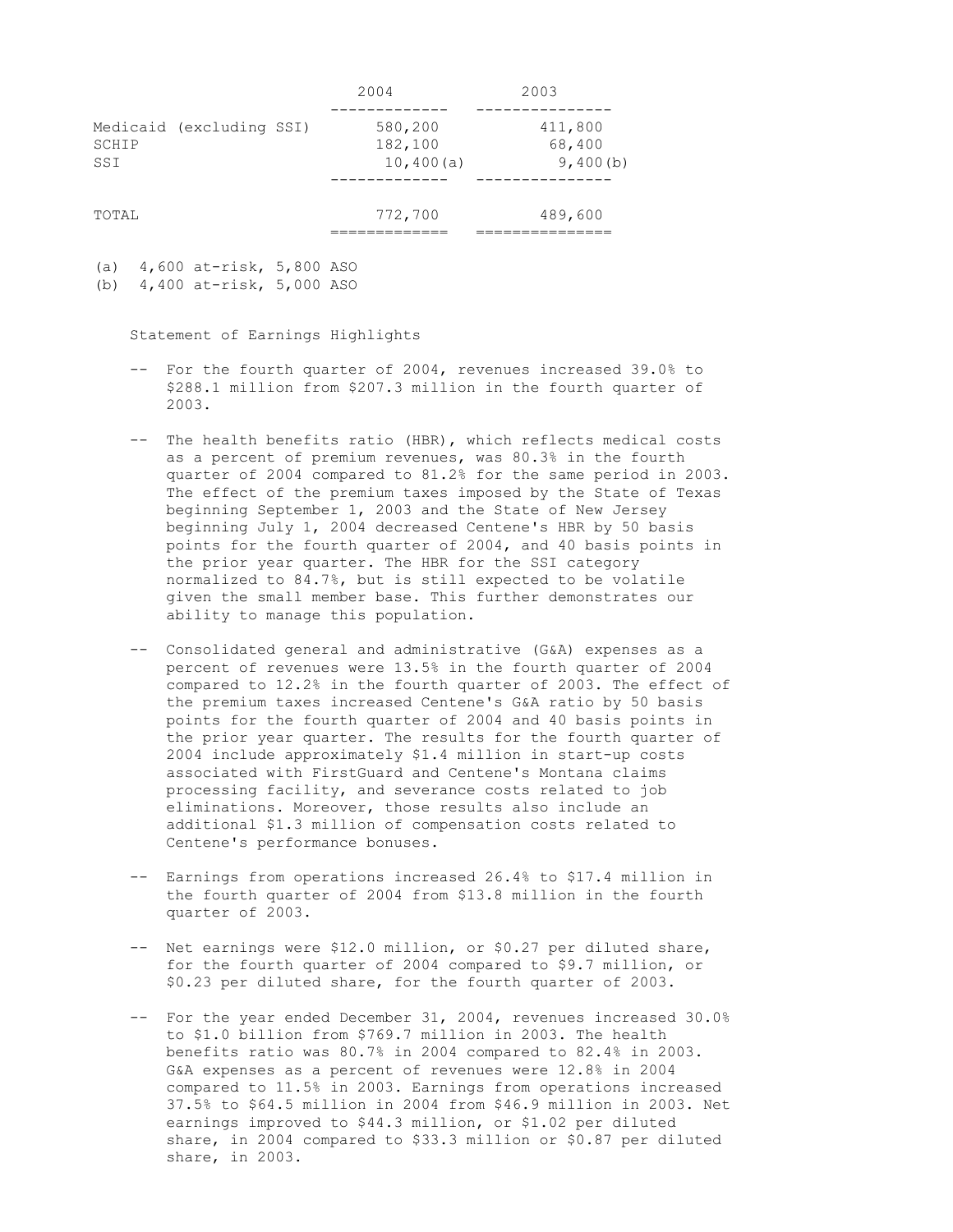| | 2004 | 2003 |
|---|---|---|
| Medicaid (excluding SSI) | 580,200 | 411,800 |
| SCHIP | 182,100 | 68,400 |
| SSI | 10,400(a) | 9,400(b) |
| TOTAL | 772,700 | 489,600 |

(a) 4,600 at-risk, 5,800 ASO
(b) 4,400 at-risk, 5,000 ASO

Statement of Earnings Highlights

-- For the fourth quarter of 2004, revenues increased 39.0% to $288.1 million from $207.3 million in the fourth quarter of 2003.

-- The health benefits ratio (HBR), which reflects medical costs as a percent of premium revenues, was 80.3% in the fourth quarter of 2004 compared to 81.2% for the same period in 2003. The effect of the premium taxes imposed by the State of Texas beginning September 1, 2003 and the State of New Jersey beginning July 1, 2004 decreased Centene's HBR by 50 basis points for the fourth quarter of 2004, and 40 basis points in the prior year quarter. The HBR for the SSI category normalized to 84.7%, but is still expected to be volatile given the small member base. This further demonstrates our ability to manage this population.

-- Consolidated general and administrative (G&A) expenses as a percent of revenues were 13.5% in the fourth quarter of 2004 compared to 12.2% in the fourth quarter of 2003. The effect of the premium taxes increased Centene's G&A ratio by 50 basis points for the fourth quarter of 2004 and 40 basis points in the prior year quarter. The results for the fourth quarter of 2004 include approximately $1.4 million in start-up costs associated with FirstGuard and Centene's Montana claims processing facility, and severance costs related to job eliminations. Moreover, those results also include an additional $1.3 million of compensation costs related to Centene's performance bonuses.

-- Earnings from operations increased 26.4% to $17.4 million in the fourth quarter of 2004 from $13.8 million in the fourth quarter of 2003.

-- Net earnings were $12.0 million, or $0.27 per diluted share, for the fourth quarter of 2004 compared to $9.7 million, or $0.23 per diluted share, for the fourth quarter of 2003.

-- For the year ended December 31, 2004, revenues increased 30.0% to $1.0 billion from $769.7 million in 2003. The health benefits ratio was 80.7% in 2004 compared to 82.4% in 2003. G&A expenses as a percent of revenues were 12.8% in 2004 compared to 11.5% in 2003. Earnings from operations increased 37.5% to $64.5 million in 2004 from $46.9 million in 2003. Net earnings improved to $44.3 million, or $1.02 per diluted share, in 2004 compared to $33.3 million or $0.87 per diluted share, in 2003.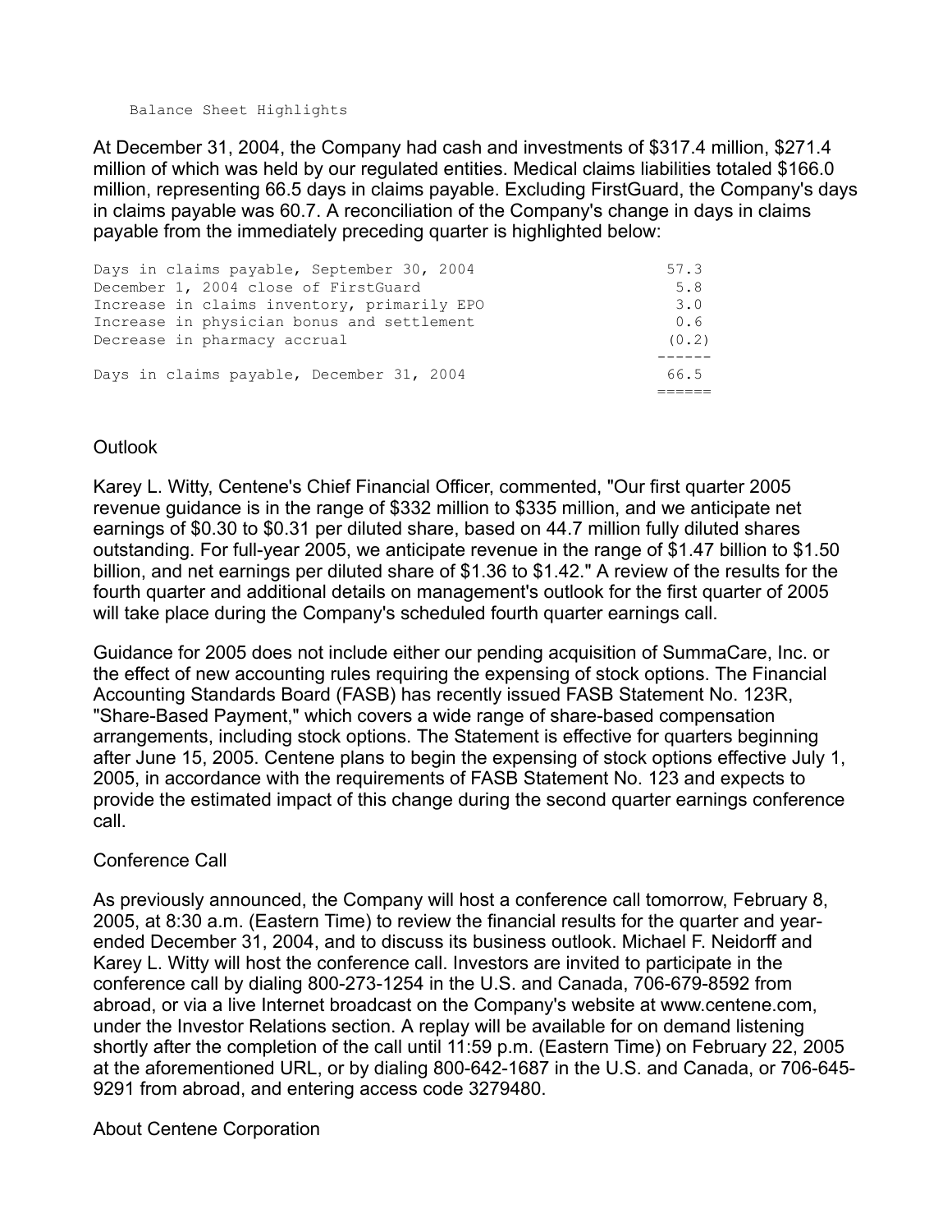## Balance Sheet Highlights

At December 31, 2004, the Company had cash and investments of $317.4 million, $271.4 million of which was held by our regulated entities. Medical claims liabilities totaled $166.0 million, representing 66.5 days in claims payable. Excluding FirstGuard, the Company's days in claims payable was 60.7. A reconciliation of the Company's change in days in claims payable from the immediately preceding quarter is highlighted below:

| | |
|---|---|
| Days in claims payable, September 30, 2004 | 57.3 |
| December 1, 2004 close of FirstGuard | 5.8 |
| Increase in claims inventory, primarily EPO | 3.0 |
| Increase in physician bonus and settlement | 0.6 |
| Decrease in pharmacy accrual | (0.2) |
| Days in claims payable, December 31, 2004 | 66.5 |

## Outlook

Karey L. Witty, Centene's Chief Financial Officer, commented, "Our first quarter 2005 revenue guidance is in the range of $332 million to $335 million, and we anticipate net earnings of $0.30 to $0.31 per diluted share, based on 44.7 million fully diluted shares outstanding. For full-year 2005, we anticipate revenue in the range of $1.47 billion to $1.50 billion, and net earnings per diluted share of $1.36 to $1.42." A review of the results for the fourth quarter and additional details on management's outlook for the first quarter of 2005 will take place during the Company's scheduled fourth quarter earnings call.

Guidance for 2005 does not include either our pending acquisition of SummaCare, Inc. or the effect of new accounting rules requiring the expensing of stock options. The Financial Accounting Standards Board (FASB) has recently issued FASB Statement No. 123R, "Share-Based Payment," which covers a wide range of share-based compensation arrangements, including stock options. The Statement is effective for quarters beginning after June 15, 2005. Centene plans to begin the expensing of stock options effective July 1, 2005, in accordance with the requirements of FASB Statement No. 123 and expects to provide the estimated impact of this change during the second quarter earnings conference call.

## Conference Call

As previously announced, the Company will host a conference call tomorrow, February 8, 2005, at 8:30 a.m. (Eastern Time) to review the financial results for the quarter and year-ended December 31, 2004, and to discuss its business outlook. Michael F. Neidorff and Karey L. Witty will host the conference call. Investors are invited to participate in the conference call by dialing 800-273-1254 in the U.S. and Canada, 706-679-8592 from abroad, or via a live Internet broadcast on the Company's website at www.centene.com, under the Investor Relations section. A replay will be available for on demand listening shortly after the completion of the call until 11:59 p.m. (Eastern Time) on February 22, 2005 at the aforementioned URL, or by dialing 800-642-1687 in the U.S. and Canada, or 706-645-9291 from abroad, and entering access code 3279480.

## About Centene Corporation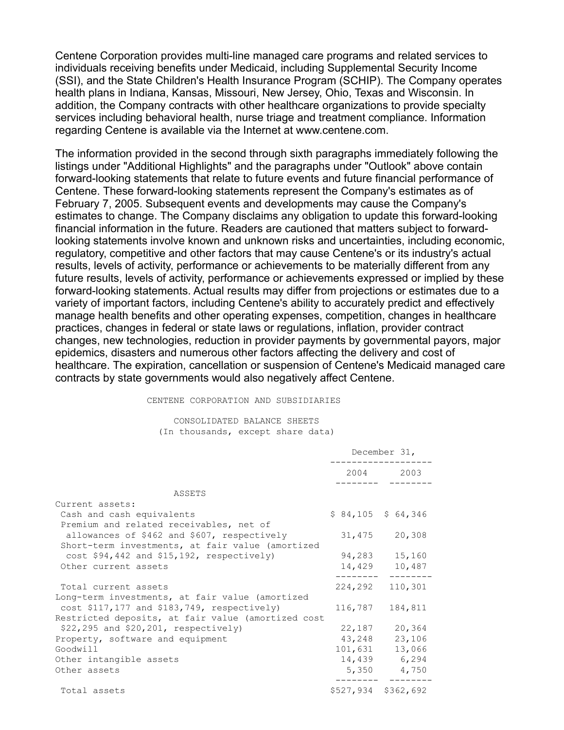Centene Corporation provides multi-line managed care programs and related services to individuals receiving benefits under Medicaid, including Supplemental Security Income (SSI), and the State Children's Health Insurance Program (SCHIP). The Company operates health plans in Indiana, Kansas, Missouri, New Jersey, Ohio, Texas and Wisconsin. In addition, the Company contracts with other healthcare organizations to provide specialty services including behavioral health, nurse triage and treatment compliance. Information regarding Centene is available via the Internet at www.centene.com.

The information provided in the second through sixth paragraphs immediately following the listings under "Additional Highlights" and the paragraphs under "Outlook" above contain forward-looking statements that relate to future events and future financial performance of Centene. These forward-looking statements represent the Company's estimates as of February 7, 2005. Subsequent events and developments may cause the Company's estimates to change. The Company disclaims any obligation to update this forward-looking financial information in the future. Readers are cautioned that matters subject to forward-looking statements involve known and unknown risks and uncertainties, including economic, regulatory, competitive and other factors that may cause Centene's or its industry's actual results, levels of activity, performance or achievements to be materially different from any future results, levels of activity, performance or achievements expressed or implied by these forward-looking statements. Actual results may differ from projections or estimates due to a variety of important factors, including Centene's ability to accurately predict and effectively manage health benefits and other operating expenses, competition, changes in healthcare practices, changes in federal or state laws or regulations, inflation, provider contract changes, new technologies, reduction in provider payments by governmental payors, major epidemics, disasters and numerous other factors affecting the delivery and cost of healthcare. The expiration, cancellation or suspension of Centene's Medicaid managed care contracts by state governments would also negatively affect Centene.

CENTENE CORPORATION AND SUBSIDIARIES

CONSOLIDATED BALANCE SHEETS
(In thousands, except share data)

| | December 31, | |
|---|---|---|
| | 2004 | 2003 |
| **ASSETS** | | |
| Current assets: | | |
| Cash and cash equivalents | $ 84,105 | $ 64,346 |
| Premium and related receivables, net of allowances of $462 and $607, respectively | 31,475 | 20,308 |
| Short-term investments, at fair value (amortized cost $94,442 and $15,192, respectively) | 94,283 | 15,160 |
| Other current assets | 14,429 | 10,487 |
| Total current assets | 224,292 | 110,301 |
| Long-term investments, at fair value (amortized cost $117,177 and $183,749, respectively) | 116,787 | 184,811 |
| Restricted deposits, at fair value (amortized cost $22,295 and $20,201, respectively) | 22,187 | 20,364 |
| Property, software and equipment | 43,248 | 23,106 |
| Goodwill | 101,631 | 13,066 |
| Other intangible assets | 14,439 | 6,294 |
| Other assets | 5,350 | 4,750 |
| Total assets | $527,934 | $362,692 |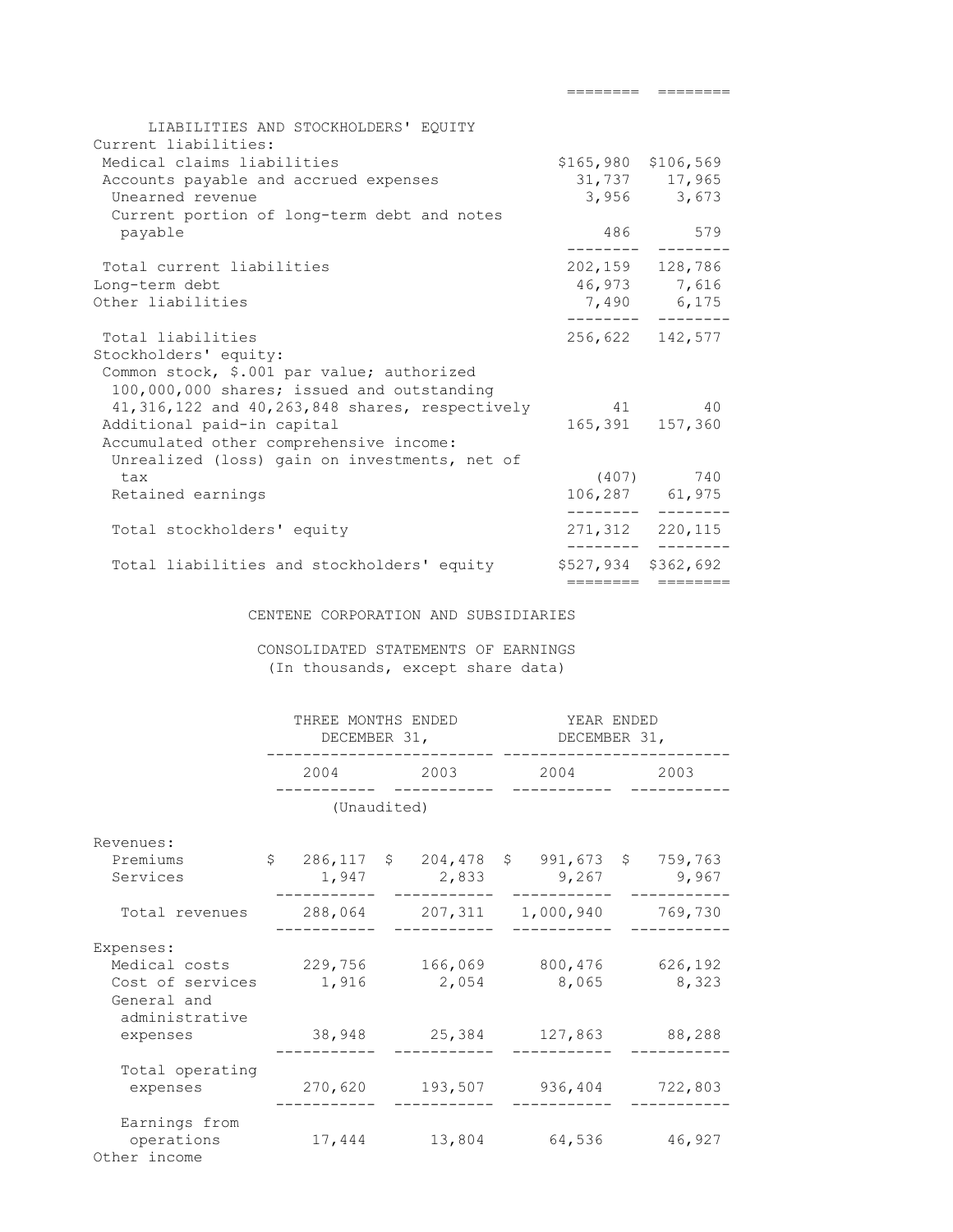| LIABILITIES AND STOCKHOLDERS' EQUITY | | |
|---|---|---|
| Current liabilities: | | |
| Medical claims liabilities | $165,980 | $106,569 |
| Accounts payable and accrued expenses | 31,737 | 17,965 |
| Unearned revenue | 3,956 | 3,673 |
| Current portion of long-term debt and notes payable | 486 | 579 |
| Total current liabilities | 202,159 | 128,786 |
| Long-term debt | 46,973 | 7,616 |
| Other liabilities | 7,490 | 6,175 |
| Total liabilities | 256,622 | 142,577 |
| Stockholders' equity: | | |
| Common stock, $.001 par value; authorized 100,000,000 shares; issued and outstanding 41,316,122 and 40,263,848 shares, respectively | 41 | 40 |
| Additional paid-in capital | 165,391 | 157,360 |
| Accumulated other comprehensive income: | | |
| Unrealized (loss) gain on investments, net of tax | (407) | 740 |
| Retained earnings | 106,287 | 61,975 |
| Total stockholders' equity | 271,312 | 220,115 |
| Total liabilities and stockholders' equity | $527,934 | $362,692 |

CENTENE CORPORATION AND SUBSIDIARIES

CONSOLIDATED STATEMENTS OF EARNINGS
(In thousands, except share data)

| | THREE MONTHS ENDED DECEMBER 31, | | YEAR ENDED DECEMBER 31, | |
|---|---|---|---|---|
| | 2004 | 2003 | 2004 | 2003 |
| | (Unaudited) | | | |
| Revenues: | | | | |
| Premiums | $ 286,117 | $ 204,478 | $ 991,673 | $ 759,763 |
| Services | 1,947 | 2,833 | 9,267 | 9,967 |
| Total revenues | 288,064 | 207,311 | 1,000,940 | 769,730 |
| Expenses: | | | | |
| Medical costs | 229,756 | 166,069 | 800,476 | 626,192 |
| Cost of services | 1,916 | 2,054 | 8,065 | 8,323 |
| General and administrative expenses | 38,948 | 25,384 | 127,863 | 88,288 |
| Total operating expenses | 270,620 | 193,507 | 936,404 | 722,803 |
| Earnings from operations | 17,444 | 13,804 | 64,536 | 46,927 |
| Other income | | | | |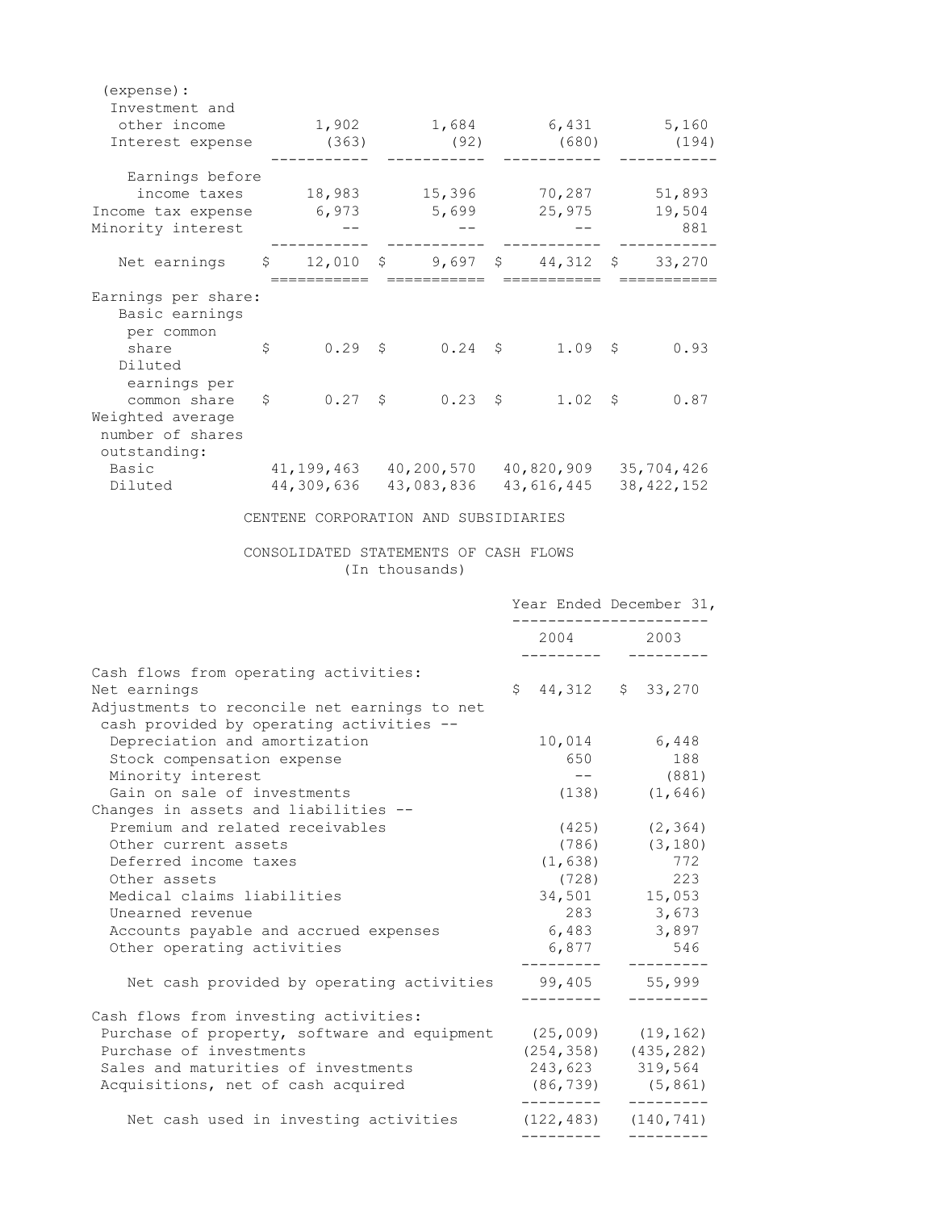| (expense): | | | | |
|---|---|---|---|---|
| Investment and other income | 1,902 | 1,684 | 6,431 | 5,160 |
| Interest expense | (363) | (92) | (680) | (194) |
| Earnings before income taxes | 18,983 | 15,396 | 70,287 | 51,893 |
| Income tax expense | 6,973 | 5,699 | 25,975 | 19,504 |
| Minority interest | -- | -- | -- | 881 |
| Net earnings | $ 12,010 | $ 9,697 | $ 44,312 | $ 33,270 |
| Earnings per share: | | | | |
| Basic earnings per common share | $ 0.29 | $ 0.24 | $ 1.09 | $ 0.93 |
| Diluted earnings per common share | $ 0.27 | $ 0.23 | $ 1.02 | $ 0.87 |
| Weighted average number of shares outstanding: | | | | |
| Basic | 41,199,463 | 40,200,570 | 40,820,909 | 35,704,426 |
| Diluted | 44,309,636 | 43,083,836 | 43,616,445 | 38,422,152 |

CENTENE CORPORATION AND SUBSIDIARIES

CONSOLIDATED STATEMENTS OF CASH FLOWS
(In thousands)

| | Year Ended December 31, | |
|---|---|---|
| | 2004 | 2003 |
| Cash flows from operating activities: | | |
| Net earnings | $ 44,312 | $ 33,270 |
| Adjustments to reconcile net earnings to net cash provided by operating activities -- | | |
| Depreciation and amortization | 10,014 | 6,448 |
| Stock compensation expense | 650 | 188 |
| Minority interest | -- | (881) |
| Gain on sale of investments | (138) | (1,646) |
| Changes in assets and liabilities -- | | |
| Premium and related receivables | (425) | (2,364) |
| Other current assets | (786) | (3,180) |
| Deferred income taxes | (1,638) | 772 |
| Other assets | (728) | 223 |
| Medical claims liabilities | 34,501 | 15,053 |
| Unearned revenue | 283 | 3,673 |
| Accounts payable and accrued expenses | 6,483 | 3,897 |
| Other operating activities | 6,877 | 546 |
| Net cash provided by operating activities | 99,405 | 55,999 |
| Cash flows from investing activities: | | |
| Purchase of property, software and equipment | (25,009) | (19,162) |
| Purchase of investments | (254,358) | (435,282) |
| Sales and maturities of investments | 243,623 | 319,564 |
| Acquisitions, net of cash acquired | (86,739) | (5,861) |
| Net cash used in investing activities | (122,483) | (140,741) |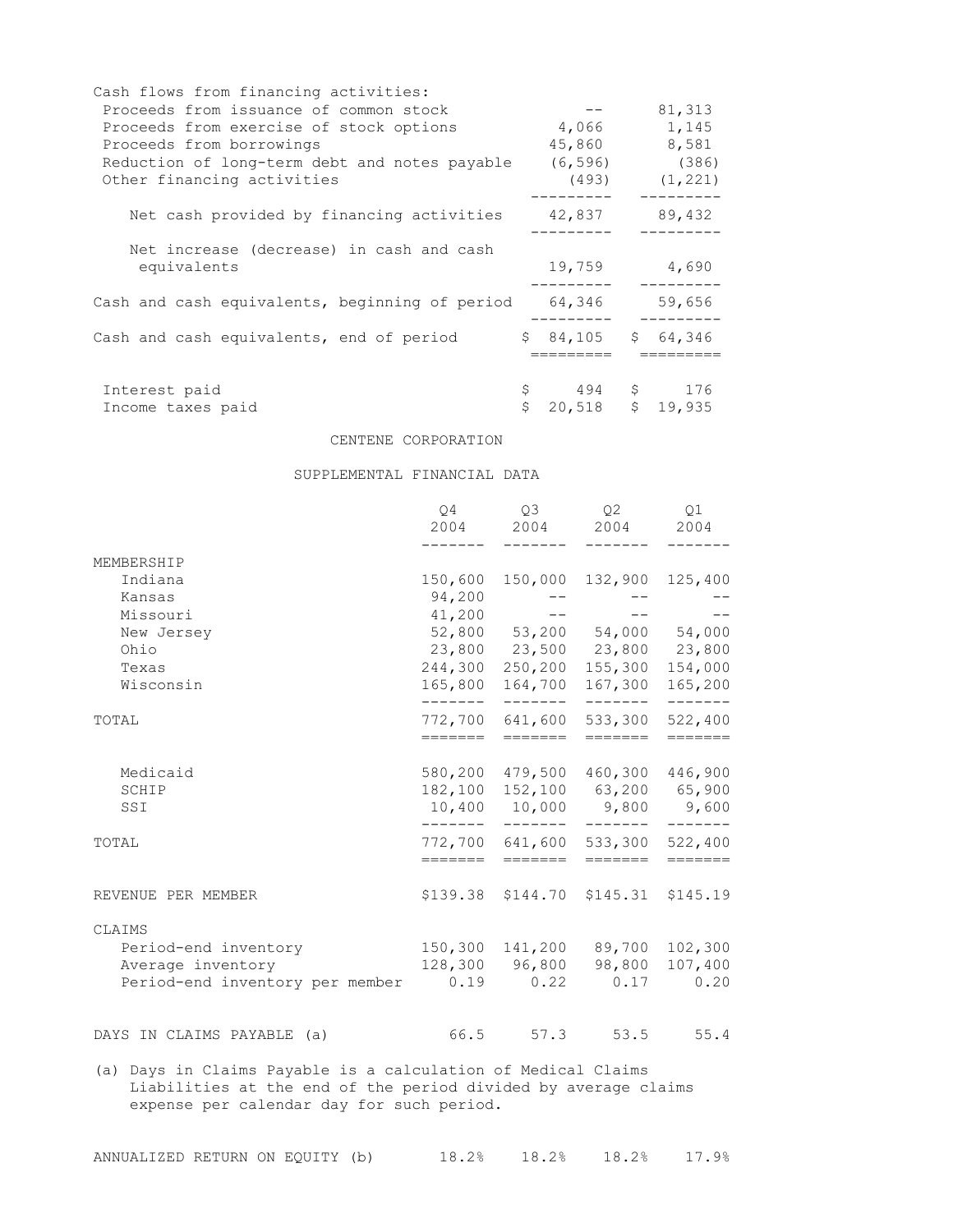| | | |
|---|---|---|
| Cash flows from financing activities: | | |
| Proceeds from issuance of common stock | -- | 81,313 |
| Proceeds from exercise of stock options | 4,066 | 1,145 |
| Proceeds from borrowings | 45,860 | 8,581 |
| Reduction of long-term debt and notes payable | (6,596) | (386) |
| Other financing activities | (493) | (1,221) |
| Net cash provided by financing activities | 42,837 | 89,432 |
| Net increase (decrease) in cash and cash equivalents | 19,759 | 4,690 |
| Cash and cash equivalents, beginning of period | 64,346 | 59,656 |
| Cash and cash equivalents, end of period | $ 84,105 | $ 64,346 |
| Interest paid | $ 494 | $ 176 |
| Income taxes paid | $ 20,518 | $ 19,935 |

CENTENE CORPORATION

SUPPLEMENTAL FINANCIAL DATA

| | Q4 2004 | Q3 2004 | Q2 2004 | Q1 2004 |
|---|---|---|---|---|
| MEMBERSHIP | | | | |
| Indiana | 150,600 | 150,000 | 132,900 | 125,400 |
| Kansas | 94,200 | -- | -- | -- |
| Missouri | 41,200 | -- | -- | -- |
| New Jersey | 52,800 | 53,200 | 54,000 | 54,000 |
| Ohio | 23,800 | 23,500 | 23,800 | 23,800 |
| Texas | 244,300 | 250,200 | 155,300 | 154,000 |
| Wisconsin | 165,800 | 164,700 | 167,300 | 165,200 |
| TOTAL | 772,700 | 641,600 | 533,300 | 522,400 |
| Medicaid | 580,200 | 479,500 | 460,300 | 446,900 |
| SCHIP | 182,100 | 152,100 | 63,200 | 65,900 |
| SSI | 10,400 | 10,000 | 9,800 | 9,600 |
| TOTAL | 772,700 | 641,600 | 533,300 | 522,400 |
| REVENUE PER MEMBER | $139.38 | $144.70 | $145.31 | $145.19 |
| CLAIMS | | | | |
| Period-end inventory | 150,300 | 141,200 | 89,700 | 102,300 |
| Average inventory | 128,300 | 96,800 | 98,800 | 107,400 |
| Period-end inventory per member | 0.19 | 0.22 | 0.17 | 0.20 |
| DAYS IN CLAIMS PAYABLE (a) | 66.5 | 57.3 | 53.5 | 55.4 |

(a) Days in Claims Payable is a calculation of Medical Claims Liabilities at the end of the period divided by average claims expense per calendar day for such period.

| | Q4 2004 | Q3 2004 | Q2 2004 | Q1 2004 |
|---|---|---|---|---|
| ANNUALIZED RETURN ON EQUITY (b) | 18.2% | 18.2% | 18.2% | 17.9% |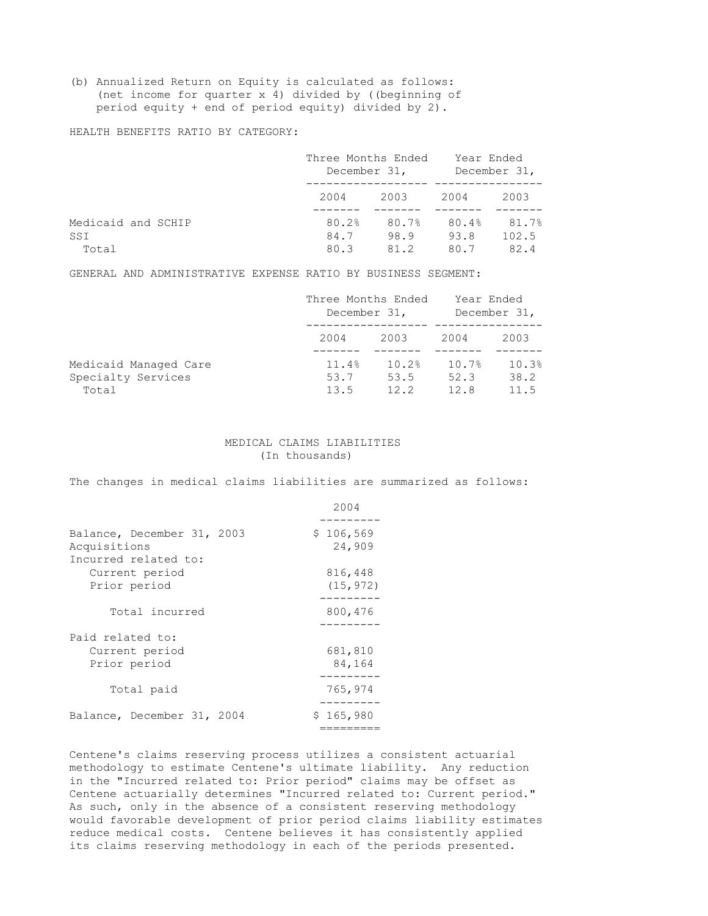(b) Annualized Return on Equity is calculated as follows: (net income for quarter x 4) divided by ((beginning of period equity + end of period equity) divided by 2).

HEALTH BENEFITS RATIO BY CATEGORY:

| | Three Months Ended December 31, | | Year Ended December 31, | |
|---|---|---|---|---|
| | 2004 | 2003 | 2004 | 2003 |
| Medicaid and SCHIP | 80.2% | 80.7% | 80.4% | 81.7% |
| SSI | 84.7 | 98.9 | 93.8 | 102.5 |
| Total | 80.3 | 81.2 | 80.7 | 82.4 |

GENERAL AND ADMINISTRATIVE EXPENSE RATIO BY BUSINESS SEGMENT:

| | Three Months Ended December 31, | | Year Ended December 31, | |
|---|---|---|---|---|
| | 2004 | 2003 | 2004 | 2003 |
| Medicaid Managed Care | 11.4% | 10.2% | 10.7% | 10.3% |
| Specialty Services | 53.7 | 53.5 | 52.3 | 38.2 |
| Total | 13.5 | 12.2 | 12.8 | 11.5 |

## MEDICAL CLAIMS LIABILITIES
(In thousands)

The changes in medical claims liabilities are summarized as follows:

| | 2004 |
|---|---|
| Balance, December 31, 2003 | $ 106,569 |
| Acquisitions | 24,909 |
| Incurred related to: | |
| Current period | 816,448 |
| Prior period | (15,972) |
| Total incurred | 800,476 |
| Paid related to: | |
| Current period | 681,810 |
| Prior period | 84,164 |
| Total paid | 765,974 |
| Balance, December 31, 2004 | $ 165,980 |

Centene's claims reserving process utilizes a consistent actuarial methodology to estimate Centene's ultimate liability. Any reduction in the "Incurred related to: Prior period" claims may be offset as Centene actuarially determines "Incurred related to: Current period." As such, only in the absence of a consistent reserving methodology would favorable development of prior period claims liability estimates reduce medical costs. Centene believes it has consistently applied its claims reserving methodology in each of the periods presented.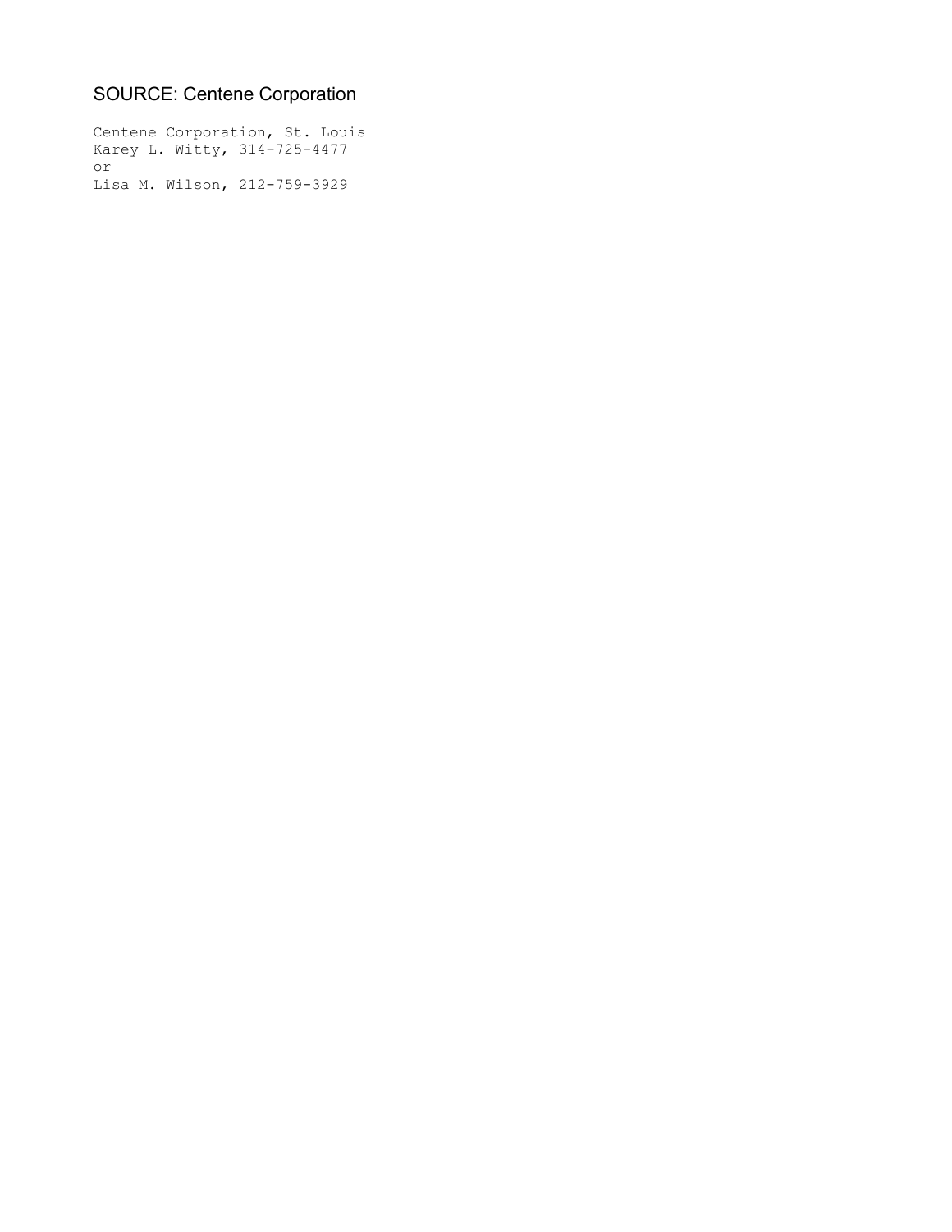SOURCE: Centene Corporation

```
Centene Corporation, St. Louis
Karey L. Witty, 314-725-4477
or
Lisa M. Wilson, 212-759-3929
```